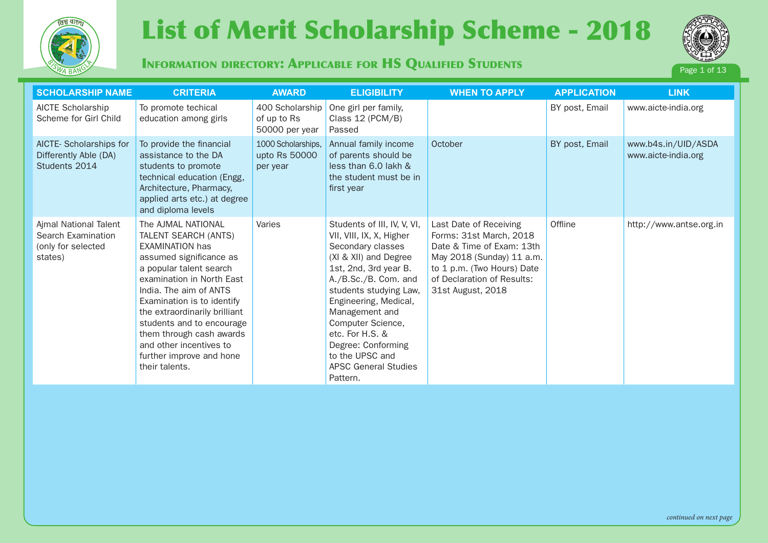# List of Merit Scholarship Scheme - 2018

### Information directory: Applicable for HS Qualified Students

| SCHOLARSHIP NAME | CRITERIA | AWARD | ELIGIBILITY | WHEN TO APPLY | APPLICATION | LINK |
|---|---|---|---|---|---|---|
| AICTE Scholarship Scheme for Girl Child | To promote techical education among girls | 400 Scholarship of up to Rs 50000 per year | One girl per family, Class 12 (PCM/B) Passed | | BY post, Email | www.aicte-india.org |
| AICTE- Scholarships for Differently Able (DA) Students 2014 | To provide the financial assistance to the DA students to promote technical education (Engg, Architecture, Pharmacy, applied arts etc.) at degree and diploma levels | 1000 Scholarships, upto Rs 50000 per year | Annual family income of parents should be less than 6.0 lakh & the student must be in first year | October | BY post, Email | www.b4s.in/UID/ASDA www.aicte-india.org |
| Ajmal National Talent Search Examination (only for selected states) | The AJMAL NATIONAL TALENT SEARCH (ANTS) EXAMINATION has assumed significance as a popular talent search examination in North East India. The aim of ANTS Examination is to identify the extraordinarily brilliant students and to encourage them through cash awards and other incentives to further improve and hone their talents. | Varies | Students of III, IV, V, VI, VII, VIII, IX, X, Higher Secondary classes (XI & XII) and Degree 1st, 2nd, 3rd year B. A./B.Sc./B. Com. and students studying Law, Engineering, Medical, Management and Computer Science, etc. For H.S. & Degree: Conforming to the UPSC and APSC General Studies Pattern. | Last Date of Receiving Forms: 31st March, 2018 Date & Time of Exam: 13th May 2018 (Sunday) 11 a.m. to 1 p.m. (Two Hours) Date of Declaration of Results: 31st August, 2018 | Offline | http://www.antse.org.in |

*continued on next page*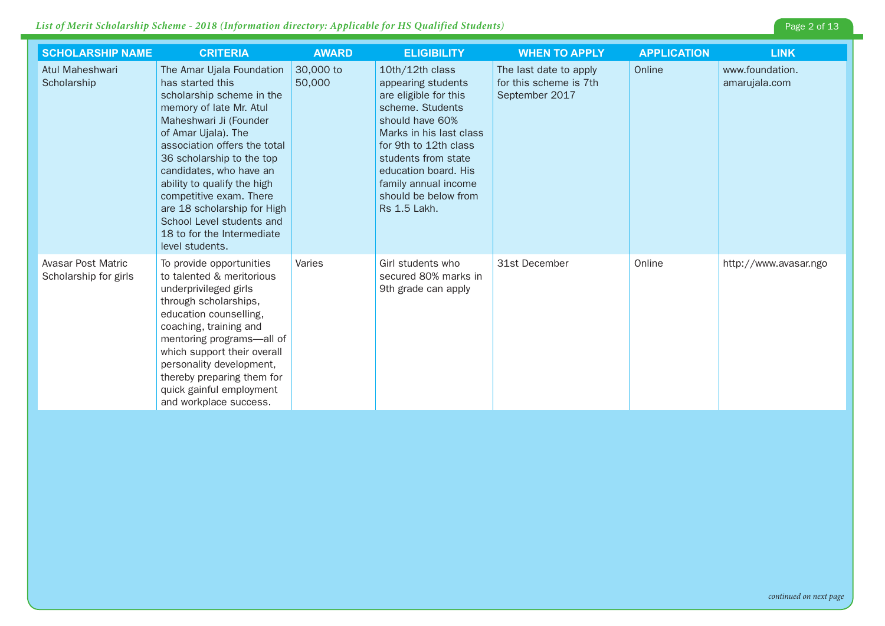| SCHOLARSHIP NAME | CRITERIA | AWARD | ELIGIBILITY | WHEN TO APPLY | APPLICATION | LINK |
|---|---|---|---|---|---|---|
| Atul Maheshwari Scholarship | The Amar Ujala Foundation has started this scholarship scheme in the memory of late Mr. Atul Maheshwari Ji (Founder of Amar Ujala). The association offers the total 36 scholarship to the top candidates, who have an ability to qualify the high competitive exam. There are 18 scholarship for High School Level students and 18 to for the Intermediate level students. | 30,000 to 50,000 | 10th/12th class appearing students are eligible for this scheme. Students should have 60% Marks in his last class for 9th to 12th class students from state education board. His family annual income should be below from Rs 1.5 Lakh. | The last date to apply for this scheme is 7th September 2017 | Online | www.foundation.amarujala.com |
| Avasar Post Matric Scholarship for girls | To provide opportunities to talented & meritorious underprivileged girls through scholarships, education counselling, coaching, training and mentoring programs—all of which support their overall personality development, thereby preparing them for quick gainful employment and workplace success. | Varies | Girl students who secured 80% marks in 9th grade can apply | 31st December | Online | http://www.avasar.ngo |

*continued on next page*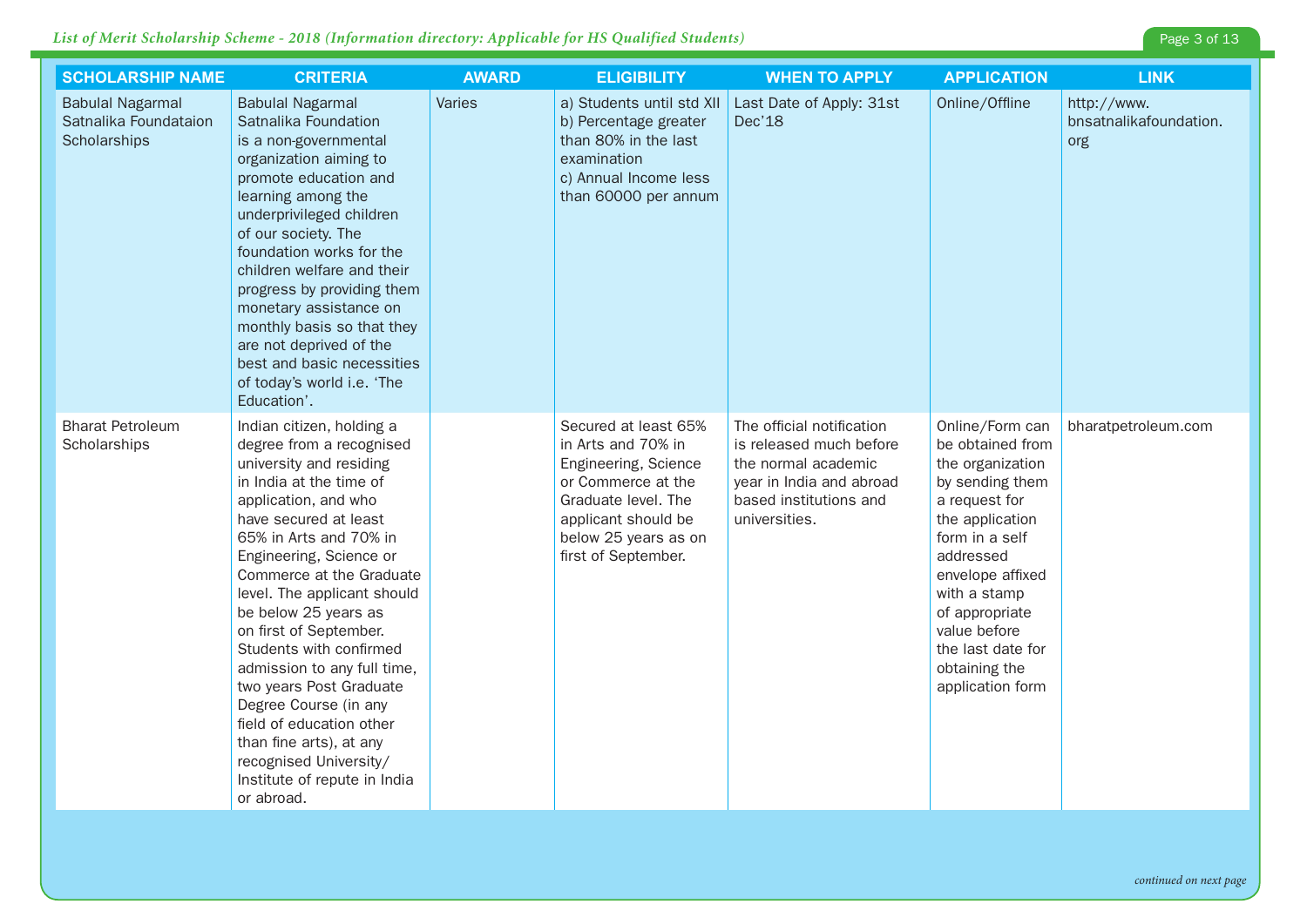| SCHOLARSHIP NAME | CRITERIA | AWARD | ELIGIBILITY | WHEN TO APPLY | APPLICATION | LINK |
|---|---|---|---|---|---|---|
| Babulal Nagarmal Satnalika Foundataion Scholarships | Babulal Nagarmal Satnalika Foundation is a non-governmental organization aiming to promote education and learning among the underprivileged children of our society. The foundation works for the children welfare and their progress by providing them monetary assistance on monthly basis so that they are not deprived of the best and basic necessities of today's world i.e. 'The Education'. | Varies | a) Students until std XII<br>b) Percentage greater than 80% in the last examination<br>c) Annual Income less than 60000 per annum | Last Date of Apply: 31st Dec'18 | Online/Offline | http://www.bnsatnalikafoundation.org |
| Bharat Petroleum Scholarships | Indian citizen, holding a degree from a recognised university and residing in India at the time of application, and who have secured at least 65% in Arts and 70% in Engineering, Science or Commerce at the Graduate level. The applicant should be below 25 years as on first of September. Students with confirmed admission to any full time, two years Post Graduate Degree Course (in any field of education other than fine arts), at any recognised University/ Institute of repute in India or abroad. | | Secured at least 65% in Arts and 70% in Engineering, Science or Commerce at the Graduate level. The applicant should be below 25 years as on first of September. | The official notification is released much before the normal academic year in India and abroad based institutions and universities. | Online/Form can be obtained from the organization by sending them a request for the application form in a self addressed envelope affixed with a stamp of appropriate value before the last date for obtaining the application form | bharatpetroleum.com |

*continued on next page*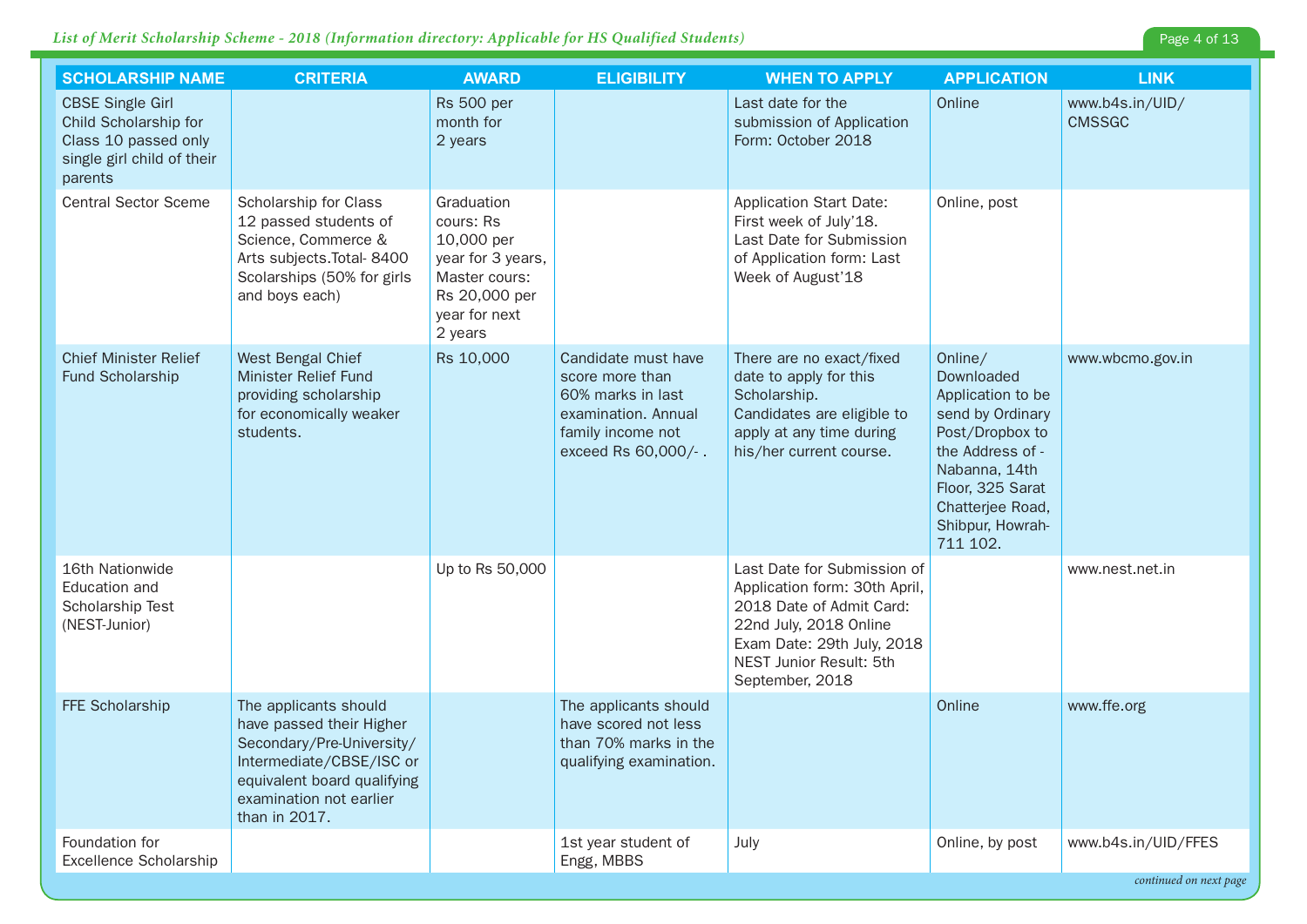| SCHOLARSHIP NAME | CRITERIA | AWARD | ELIGIBILITY | WHEN TO APPLY | APPLICATION | LINK |
|---|---|---|---|---|---|---|
| CBSE Single Girl Child Scholarship for Class 10 passed only single girl child of their parents | | Rs 500 per month for 2 years | | Last date for the submission of Application Form: October 2018 | Online | www.b4s.in/UID/CMSSGC |
| Central Sector Sceme | Scholarship for Class 12 passed students of Science, Commerce & Arts subjects.Total- 8400 Scolarships (50% for girls and boys each) | Graduation cours: Rs 10,000 per year for 3 years, Master cours: Rs 20,000 per year for next 2 years | | Application Start Date: First week of July'18. Last Date for Submission of Application form: Last Week of August'18 | Online, post | |
| Chief Minister Relief Fund Scholarship | West Bengal Chief Minister Relief Fund providing scholarship for economically weaker students. | Rs 10,000 | Candidate must have score more than 60% marks in last examination. Annual family income not exceed Rs 60,000/- . | There are no exact/fixed date to apply for this Scholarship. Candidates are eligible to apply at any time during his/her current course. | Online/ Downloaded Application to be send by Ordinary Post/Dropbox to the Address of - Nabanna, 14th Floor, 325 Sarat Chatterjee Road, Shibpur, Howrah-711 102. | www.wbcmo.gov.in |
| 16th Nationwide Education and Scholarship Test (NEST-Junior) | | Up to Rs 50,000 | | Last Date for Submission of Application form: 30th April, 2018 Date of Admit Card: 22nd July, 2018 Online Exam Date: 29th July, 2018 NEST Junior Result: 5th September, 2018 | | www.nest.net.in |
| FFE Scholarship | The applicants should have passed their Higher Secondary/Pre-University/ Intermediate/CBSE/ISC or equivalent board qualifying examination not earlier than in 2017. | | The applicants should have scored not less than 70% marks in the qualifying examination. | | Online | www.ffe.org |
| Foundation for Excellence Scholarship | | | 1st year student of Engg, MBBS | July | Online, by post | www.b4s.in/UID/FFES |

*continued on next page*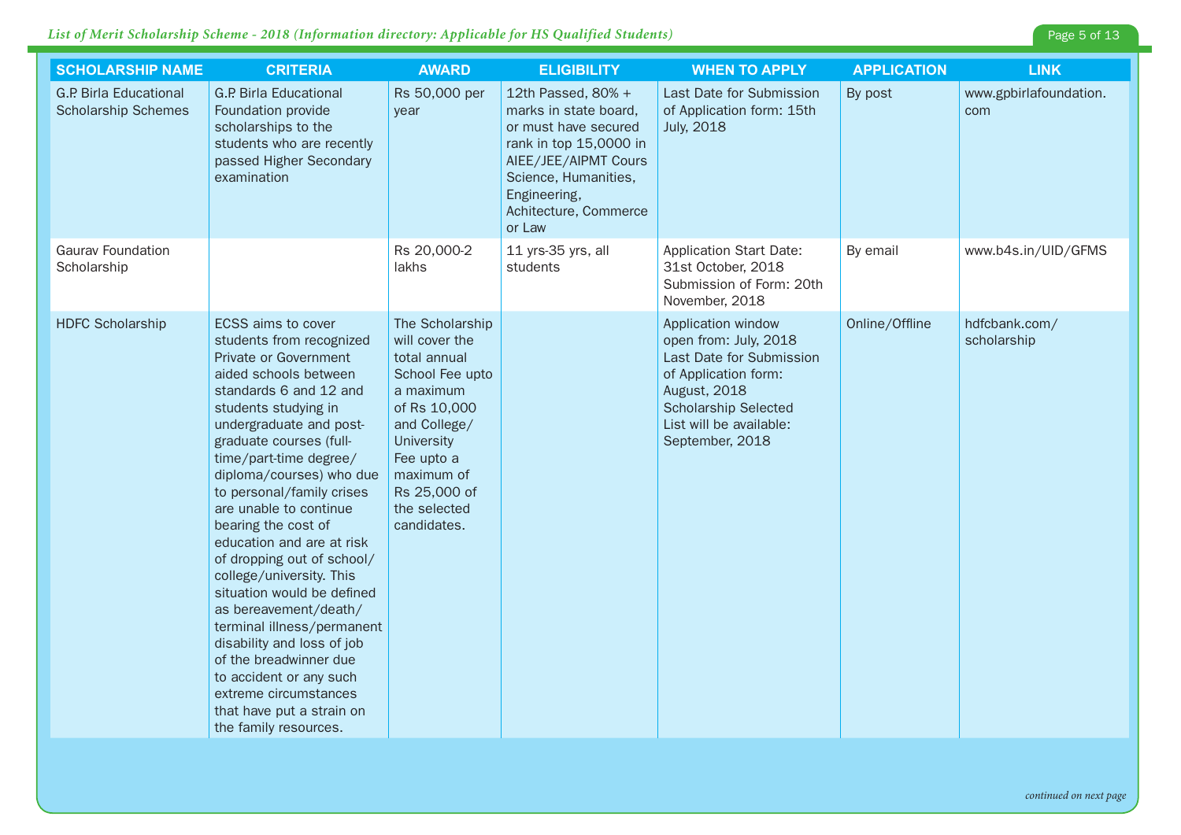| SCHOLARSHIP NAME | CRITERIA | AWARD | ELIGIBILITY | WHEN TO APPLY | APPLICATION | LINK |
|---|---|---|---|---|---|---|
| G.P. Birla Educational Scholarship Schemes | G.P. Birla Educational Foundation provide scholarships to the students who are recently passed Higher Secondary examination | Rs 50,000 per year | 12th Passed, 80% + marks in state board, or must have secured rank in top 15,0000 in AIEE/JEE/AIPMT Cours Science, Humanities, Engineering, Achitecture, Commerce or Law | Last Date for Submission of Application form: 15th July, 2018 | By post | www.gpbirlafoundation.com |
| Gaurav Foundation Scholarship | | Rs 20,000-2 lakhs | 11 yrs-35 yrs, all students | Application Start Date: 31st October, 2018 Submission of Form: 20th November, 2018 | By email | www.b4s.in/UID/GFMS |
| HDFC Scholarship | ECSS aims to cover students from recognized Private or Government aided schools between standards 6 and 12 and students studying in undergraduate and post-graduate courses (full-time/part-time degree/diploma/courses) who due to personal/family crises are unable to continue bearing the cost of education and are at risk of dropping out of school/college/university. This situation would be defined as bereavement/death/terminal illness/permanent disability and loss of job of the breadwinner due to accident or any such extreme circumstances that have put a strain on the family resources. | The Scholarship will cover the total annual School Fee upto a maximum of Rs 10,000 and College/University Fee upto a maximum of Rs 25,000 of the selected candidates. | | Application window open from: July, 2018 Last Date for Submission of Application form: August, 2018 Scholarship Selected List will be available: September, 2018 | Online/Offline | hdfcbank.com/scholarship |

*continued on next page*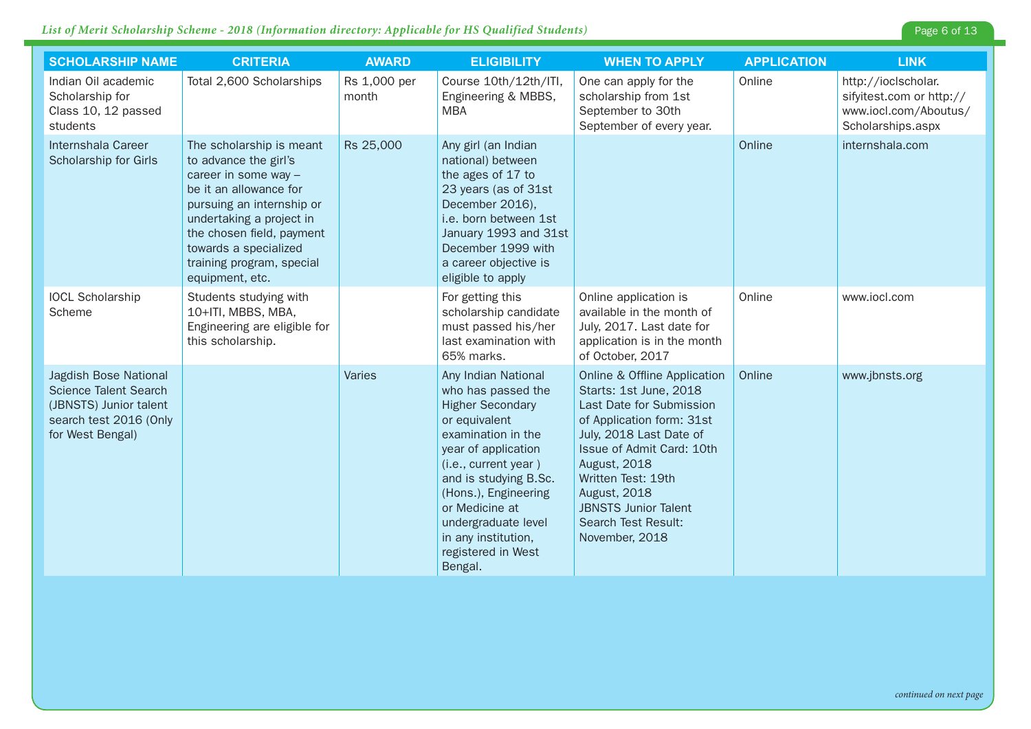| SCHOLARSHIP NAME | CRITERIA | AWARD | ELIGIBILITY | WHEN TO APPLY | APPLICATION | LINK |
|---|---|---|---|---|---|---|
| Indian Oil academic Scholarship for Class 10, 12 passed students | Total 2,600 Scholarships | Rs 1,000 per month | Course 10th/12th/ITI, Engineering & MBBS, MBA | One can apply for the scholarship from 1st September to 30th September of every year. | Online | http://ioclscholar.sifytest.com or http://www.iocl.com/Aboutus/Scholarships.aspx |
| Internshala Career Scholarship for Girls | The scholarship is meant to advance the girl's career in some way – be it an allowance for pursuing an internship or undertaking a project in the chosen field, payment towards a specialized training program, special equipment, etc. | Rs 25,000 | Any girl (an Indian national) between the ages of 17 to 23 years (as of 31st December 2016), i.e. born between 1st January 1993 and 31st December 1999 with a career objective is eligible to apply | | Online | internshala.com |
| IOCL Scholarship Scheme | Students studying with 10+ITI, MBBS, MBA, Engineering are eligible for this scholarship. | | For getting this scholarship candidate must passed his/her last examination with 65% marks. | Online application is available in the month of July, 2017. Last date for application is in the month of October, 2017 | Online | www.iocl.com |
| Jagdish Bose National Science Talent Search (JBNSTS) Junior talent search test 2016 (Only for West Bengal) | | Varies | Any Indian National who has passed the Higher Secondary or equivalent examination in the year of application (i.e., current year ) and is studying B.Sc. (Hons.), Engineering or Medicine at undergraduate level in any institution, registered in West Bengal. | Online & Offline Application Starts: 1st June, 2018 Last Date for Submission of Application form: 31st July, 2018 Last Date of Issue of Admit Card: 10th August, 2018 Written Test: 19th August, 2018 JBNSTS Junior Talent Search Test Result: November, 2018 | Online | www.jbnsts.org |

*continued on next page*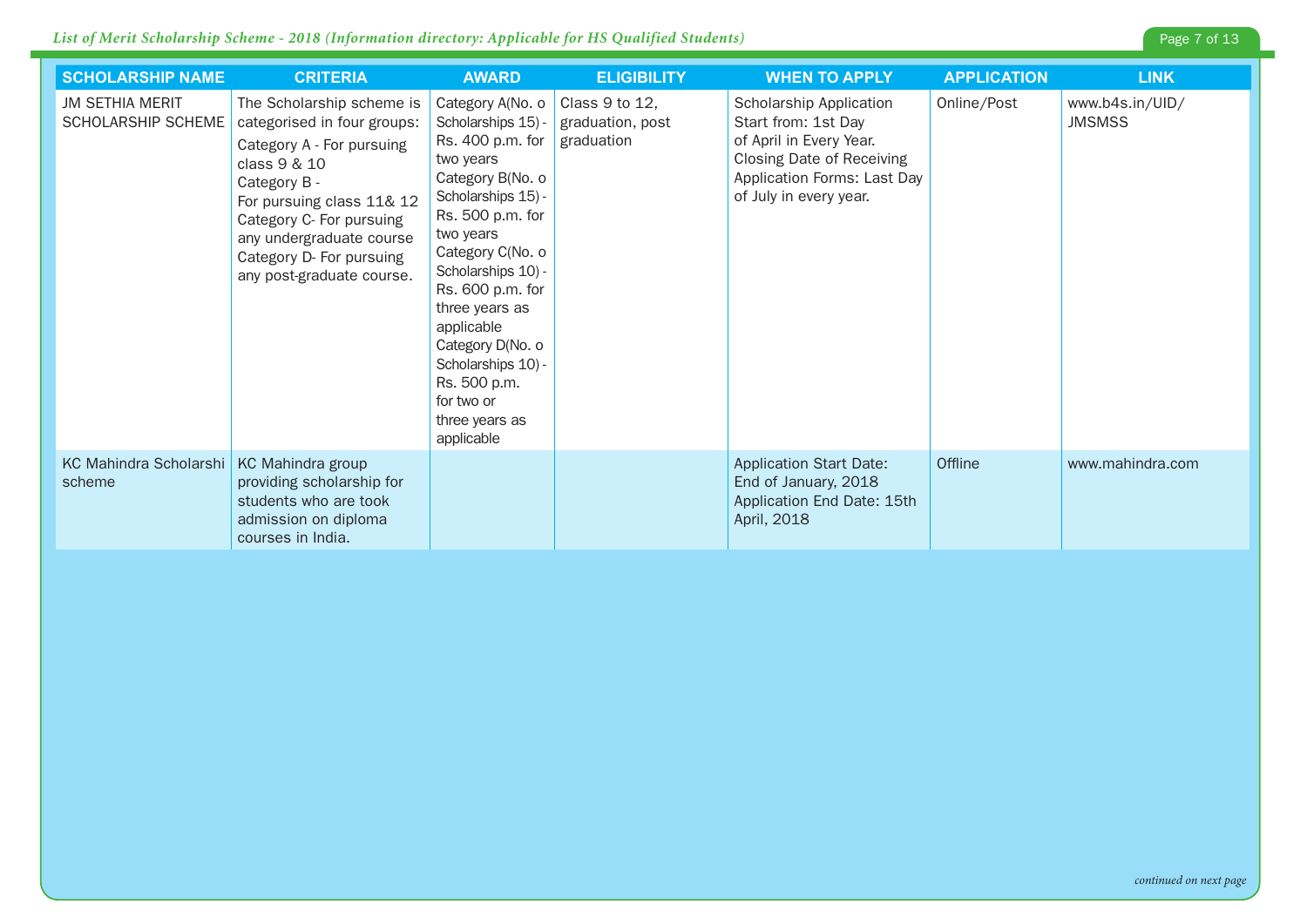| SCHOLARSHIP NAME | CRITERIA | AWARD | ELIGIBILITY | WHEN TO APPLY | APPLICATION | LINK |
|---|---|---|---|---|---|---|
| JM SETHIA MERIT SCHOLARSHIP SCHEME | The Scholarship scheme is categorised in four groups: Category A - For pursuing class 9 & 10 Category B - For pursuing class 11& 12 Category C- For pursuing any undergraduate course Category D- For pursuing any post-graduate course. | Category A(No. o Scholarships 15) - Rs. 400 p.m. for two years Category B(No. o Scholarships 15) - Rs. 500 p.m. for two years Category C(No. o Scholarships 10) - Rs. 600 p.m. for three years as applicable Category D(No. o Scholarships 10) - Rs. 500 p.m. for two or three years as applicable | Class 9 to 12, graduation, post graduation | Scholarship Application Start from: 1st Day of April in Every Year. Closing Date of Receiving Application Forms: Last Day of July in every year. | Online/Post | www.b4s.in/UID/JMSMSS |
| KC Mahindra Scholarshi scheme | KC Mahindra group providing scholarship for students who are took admission on diploma courses in India. | | | Application Start Date: End of January, 2018 Application End Date: 15th April, 2018 | Offline | www.mahindra.com |

*continued on next page*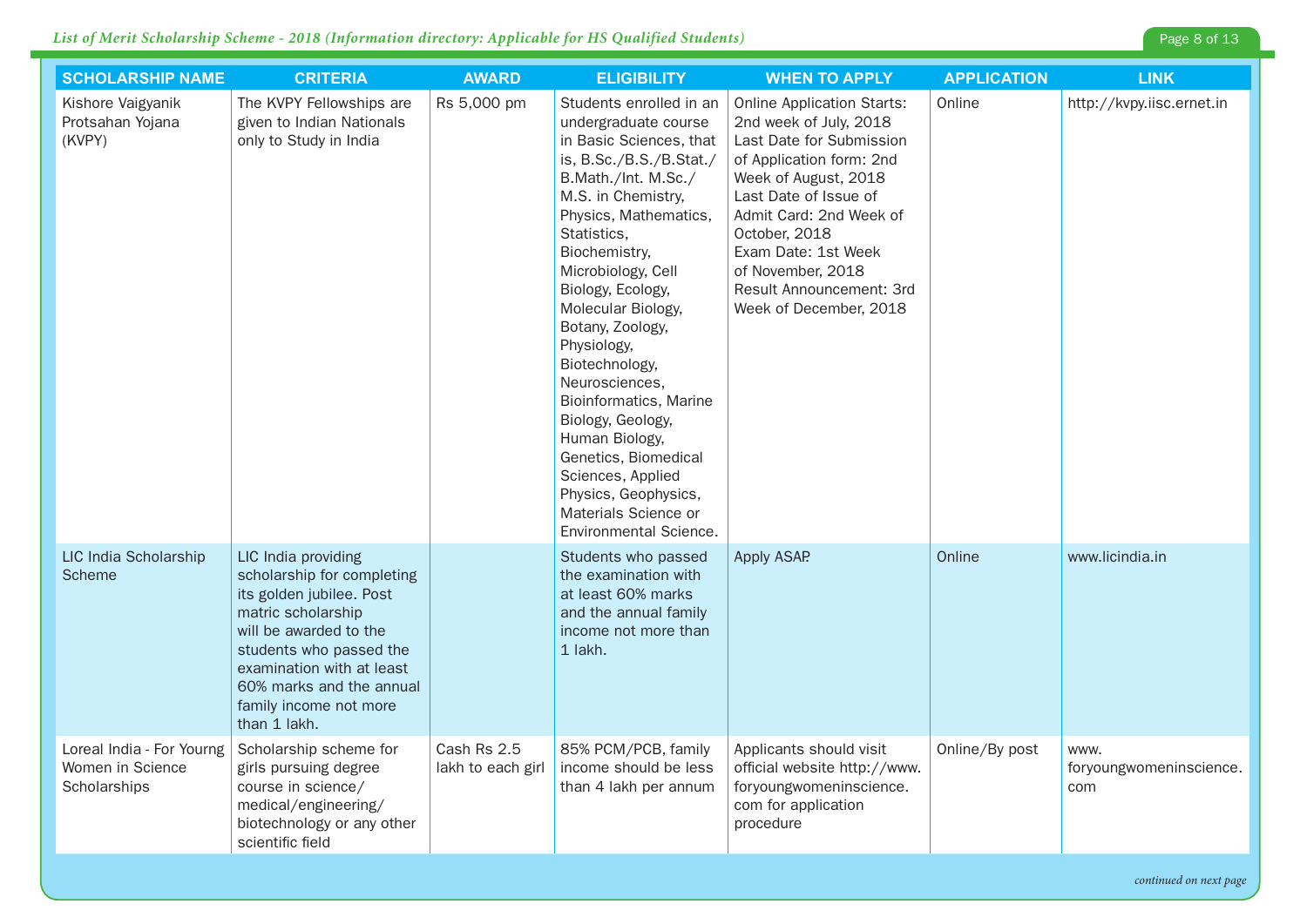| SCHOLARSHIP NAME | CRITERIA | AWARD | ELIGIBILITY | WHEN TO APPLY | APPLICATION | LINK |
|---|---|---|---|---|---|---|
| Kishore Vaigyanik Protsahan Yojana (KVPY) | The KVPY Fellowships are given to Indian Nationals only to Study in India | Rs 5,000 pm | Students enrolled in an undergraduate course in Basic Sciences, that is, B.Sc./B.S./B.Stat./ B.Math./Int. M.Sc./ M.S. in Chemistry, Physics, Mathematics, Statistics, Biochemistry, Microbiology, Cell Biology, Ecology, Molecular Biology, Botany, Zoology, Physiology, Biotechnology, Neurosciences, Bioinformatics, Marine Biology, Geology, Human Biology, Genetics, Biomedical Sciences, Applied Physics, Geophysics, Materials Science or Environmental Science. | Online Application Starts: 2nd week of July, 2018 Last Date for Submission of Application form: 2nd Week of August, 2018 Last Date of Issue of Admit Card: 2nd Week of October, 2018 Exam Date: 1st Week of November, 2018 Result Announcement: 3rd Week of December, 2018 | Online | http://kvpy.iisc.ernet.in |
| LIC India Scholarship Scheme | LIC India providing scholarship for completing its golden jubilee. Post matric scholarship will be awarded to the students who passed the examination with at least 60% marks and the annual family income not more than 1 lakh. | | Students who passed the examination with at least 60% marks and the annual family income not more than 1 lakh. | Apply ASAP. | Online | www.licindia.in |
| Loreal India - For Yourng Women in Science Scholarships | Scholarship scheme for girls pursuing degree course in science/ medical/engineering/ biotechnology or any other scientific field | Cash Rs 2.5 lakh to each girl | 85% PCM/PCB, family income should be less than 4 lakh per annum | Applicants should visit official website http://www.foryoungwomeninscience.com for application procedure | Online/By post | www.foryoungwomeninscience.com |

*continued on next page*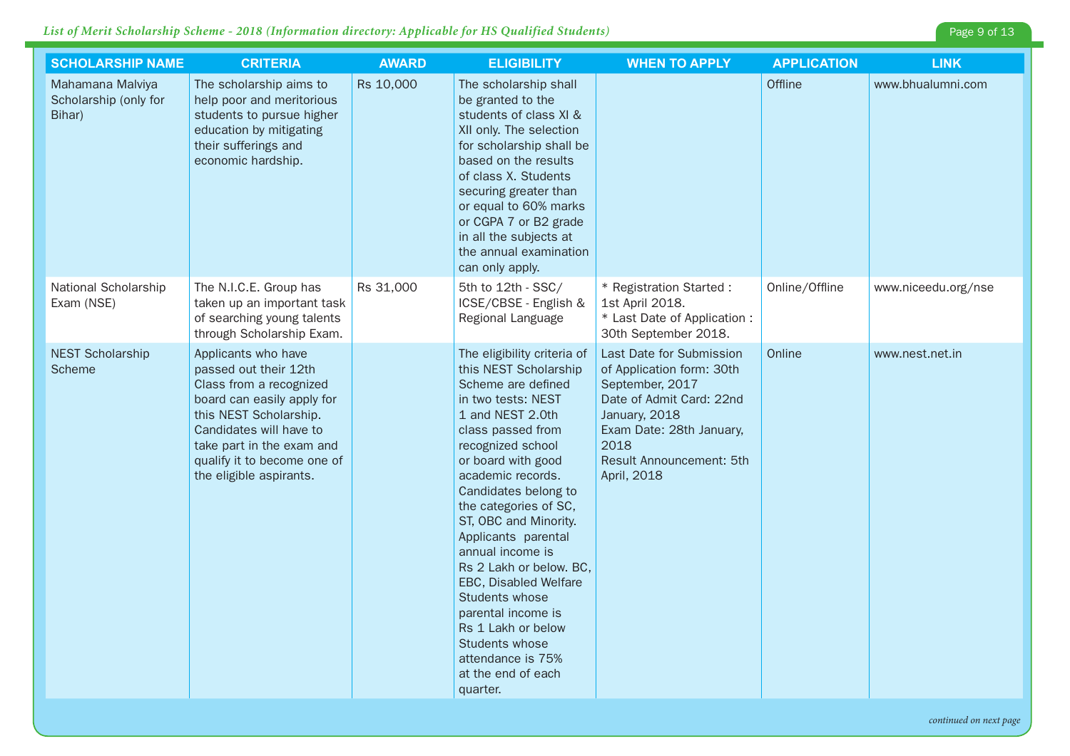| SCHOLARSHIP NAME | CRITERIA | AWARD | ELIGIBILITY | WHEN TO APPLY | APPLICATION | LINK |
|---|---|---|---|---|---|---|
| Mahamana Malviya Scholarship (only for Bihar) | The scholarship aims to help poor and meritorious students to pursue higher education by mitigating their sufferings and economic hardship. | Rs 10,000 | The scholarship shall be granted to the students of class XI & XII only. The selection for scholarship shall be based on the results of class X. Students securing greater than or equal to 60% marks or CGPA 7 or B2 grade in all the subjects at the annual examination can only apply. | | Offline | www.bhualumni.com |
| National Scholarship Exam (NSE) | The N.I.C.E. Group has taken up an important task of searching young talents through Scholarship Exam. | Rs 31,000 | 5th to 12th - SSC/ ICSE/CBSE - English & Regional Language | * Registration Started : 1st April 2018.<br>* Last Date of Application : 30th September 2018. | Online/Offline | www.niceedu.org/nse |
| NEST Scholarship Scheme | Applicants who have passed out their 12th Class from a recognized board can easily apply for this NEST Scholarship. Candidates will have to take part in the exam and qualify it to become one of the eligible aspirants. | | The eligibility criteria of this NEST Scholarship Scheme are defined in two tests: NEST 1 and NEST 2.0th class passed from recognized school or board with good academic records. Candidates belong to the categories of SC, ST, OBC and Minority. Applicants parental annual income is Rs 2 Lakh or below. BC, EBC, Disabled Welfare Students whose parental income is Rs 1 Lakh or below Students whose attendance is 75% at the end of each quarter. | Last Date for Submission of Application form: 30th September, 2017<br>Date of Admit Card: 22nd January, 2018<br>Exam Date: 28th January, 2018<br>Result Announcement: 5th April, 2018 | Online | www.nest.net.in |

*continued on next page*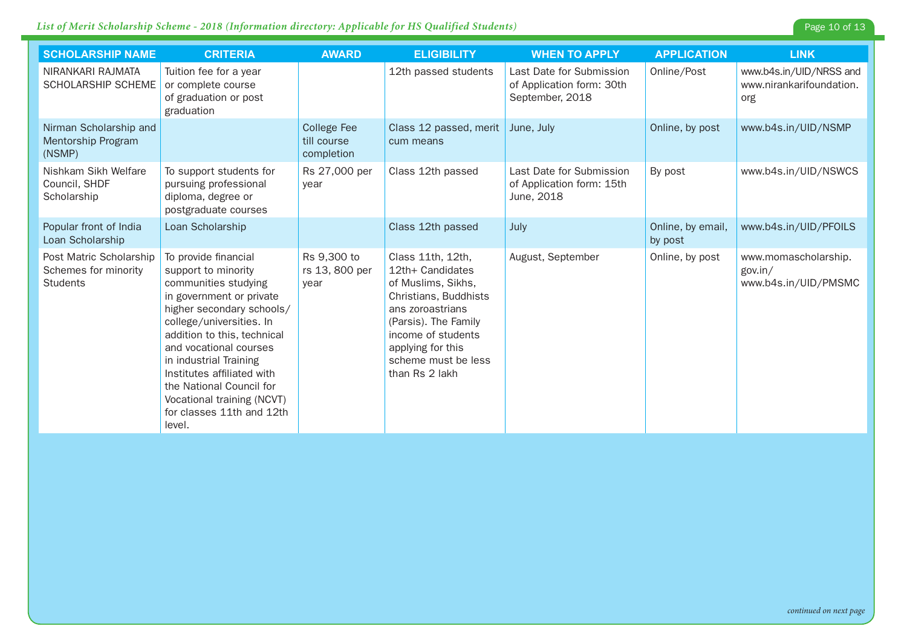| SCHOLARSHIP NAME | CRITERIA | AWARD | ELIGIBILITY | WHEN TO APPLY | APPLICATION | LINK |
|---|---|---|---|---|---|---|
| NIRANKARI RAJMATA SCHOLARSHIP SCHEME | Tuition fee for a year or complete course of graduation or post graduation | | 12th passed students | Last Date for Submission of Application form: 30th September, 2018 | Online/Post | www.b4s.in/UID/NRSS and www.nirankarifoundation.org |
| Nirman Scholarship and Mentorship Program (NSMP) | | College Fee till course completion | Class 12 passed, merit cum means | June, July | Online, by post | www.b4s.in/UID/NSMP |
| Nishkam Sikh Welfare Council, SHDF Scholarship | To support students for pursuing professional diploma, degree or postgraduate courses | Rs 27,000 per year | Class 12th passed | Last Date for Submission of Application form: 15th June, 2018 | By post | www.b4s.in/UID/NSWCS |
| Popular front of India Loan Scholarship | Loan Scholarship | | Class 12th passed | July | Online, by email, by post | www.b4s.in/UID/PFOILS |
| Post Matric Scholarship Schemes for minority Students | To provide financial support to minority communities studying in government or private higher secondary schools/ college/universities. In addition to this, technical and vocational courses in industrial Training Institutes affiliated with the National Council for Vocational training (NCVT) for classes 11th and 12th level. | Rs 9,300 to rs 13, 800 per year | Class 11th, 12th, 12th+ Candidates of Muslims, Sikhs, Christians, Buddhists ans zoroastrians (Parsis). The Family income of students applying for this scheme must be less than Rs 2 lakh | August, September | Online, by post | www.momascholarship.gov.in/ www.b4s.in/UID/PMSMC |

*continued on next page*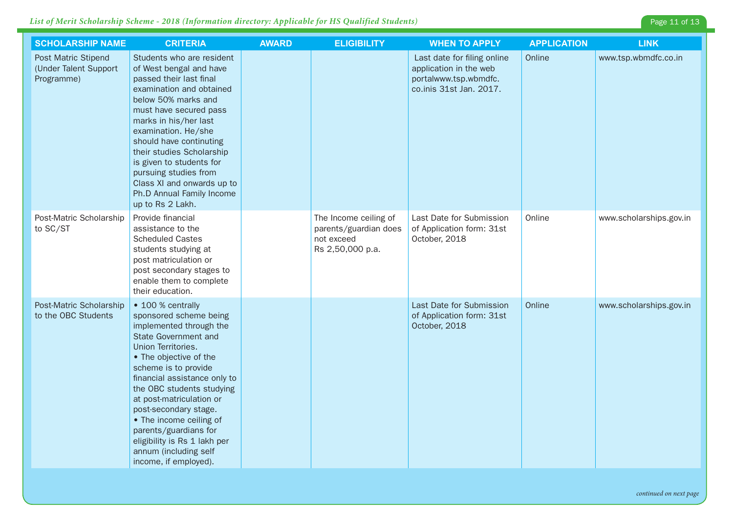| SCHOLARSHIP NAME | CRITERIA | AWARD | ELIGIBILITY | WHEN TO APPLY | APPLICATION | LINK |
|---|---|---|---|---|---|---|
| Post Matric Stipend (Under Talent Support Programme) | Students who are resident of West bengal and have passed their last final examination and obtained below 50% marks and must have secured pass marks in his/her last examination. He/she should have continuting their studies Scholarship is given to students for pursuing studies from Class XI and onwards up to Ph.D Annual Family Income up to Rs 2 Lakh. | | | Last date for filing online application in the web portalwww.tsp.wbmdfc.co.inis 31st Jan. 2017. | Online | www.tsp.wbmdfc.co.in |
| Post-Matric Scholarship to SC/ST | Provide financial assistance to the Scheduled Castes students studying at post matriculation or post secondary stages to enable them to complete their education. | | The Income ceiling of parents/guardian does not exceed Rs 2,50,000 p.a. | Last Date for Submission of Application form: 31st October, 2018 | Online | www.scholarships.gov.in |
| Post-Matric Scholarship to the OBC Students | • 100 % centrally sponsored scheme being implemented through the State Government and Union Territories.<br>• The objective of the scheme is to provide financial assistance only to the OBC students studying at post-matriculation or post-secondary stage.<br>• The income ceiling of parents/guardians for eligibility is Rs 1 lakh per annum (including self income, if employed). | | | Last Date for Submission of Application form: 31st October, 2018 | Online | www.scholarships.gov.in |

*continued on next page*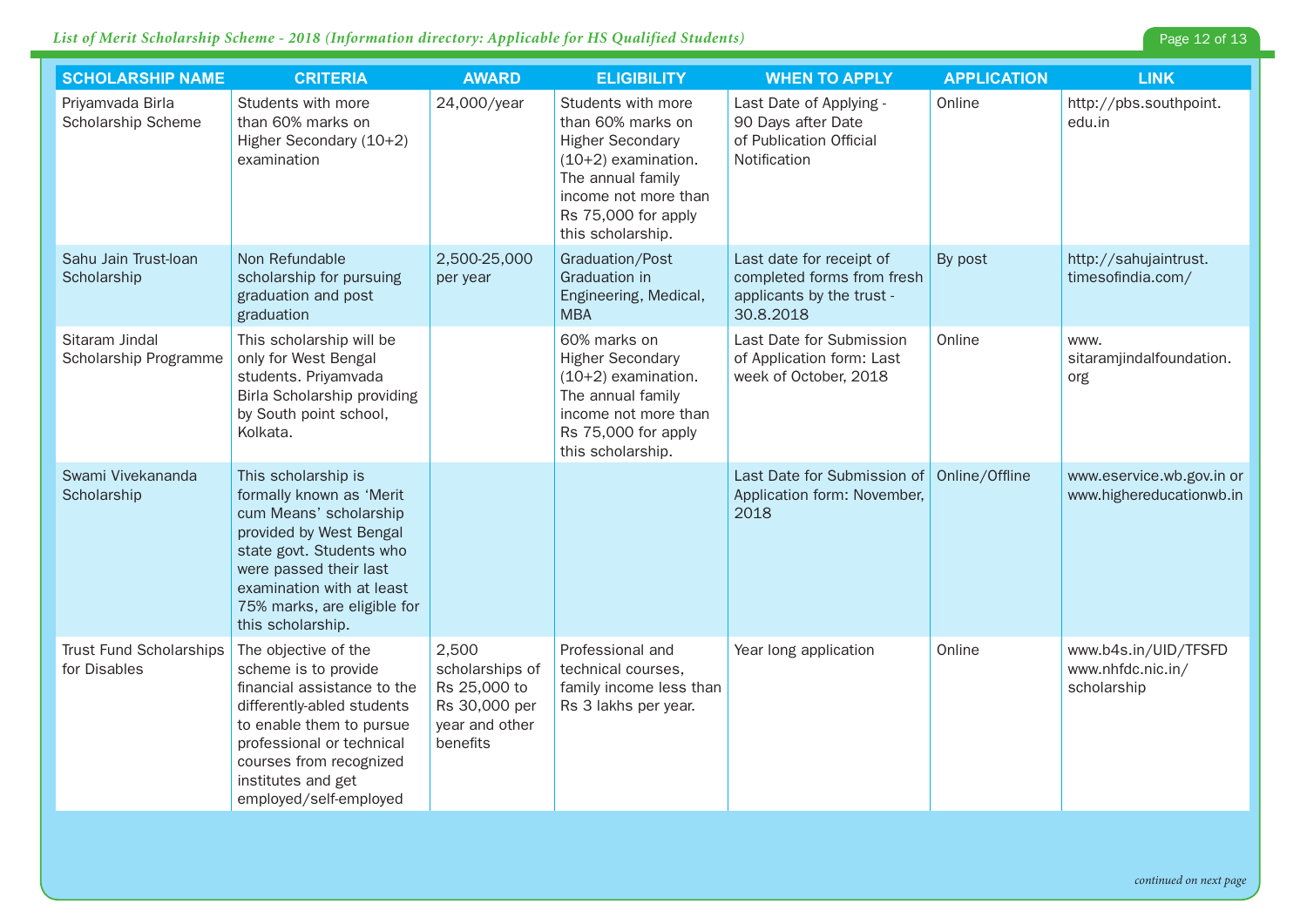| SCHOLARSHIP NAME | CRITERIA | AWARD | ELIGIBILITY | WHEN TO APPLY | APPLICATION | LINK |
|---|---|---|---|---|---|---|
| Priyamvada Birla Scholarship Scheme | Students with more than 60% marks on Higher Secondary (10+2) examination | 24,000/year | Students with more than 60% marks on Higher Secondary (10+2) examination. The annual family income not more than Rs 75,000 for apply this scholarship. | Last Date of Applying - 90 Days after Date of Publication Official Notification | Online | http://pbs.southpoint.edu.in |
| Sahu Jain Trust-loan Scholarship | Non Refundable scholarship for pursuing graduation and post graduation | 2,500-25,000 per year | Graduation/Post Graduation in Engineering, Medical, MBA | Last date for receipt of completed forms from fresh applicants by the trust - 30.8.2018 | By post | http://sahujaintrust.timesofindia.com/ |
| Sitaram Jindal Scholarship Programme | This scholarship will be only for West Bengal students. Priyamvada Birla Scholarship providing by South point school, Kolkata. | | 60% marks on Higher Secondary (10+2) examination. The annual family income not more than Rs 75,000 for apply this scholarship. | Last Date for Submission of Application form: Last week of October, 2018 | Online | www.sitaramjindalfoundation.org |
| Swami Vivekananda Scholarship | This scholarship is formally known as 'Merit cum Means' scholarship provided by West Bengal state govt. Students who were passed their last examination with at least 75% marks, are eligible for this scholarship. | | | Last Date for Submission of Application form: November, 2018 | Online/Offline | www.eservice.wb.gov.in or www.highereducationwb.in |
| Trust Fund Scholarships for Disables | The objective of the scheme is to provide financial assistance to the differently-abled students to enable them to pursue professional or technical courses from recognized institutes and get employed/self-employed | 2,500 scholarships of Rs 25,000 to Rs 30,000 per year and other benefits | Professional and technical courses, family income less than Rs 3 lakhs per year. | Year long application | Online | www.b4s.in/UID/TFSFD www.nhfdc.nic.in/scholarship |

*continued on next page*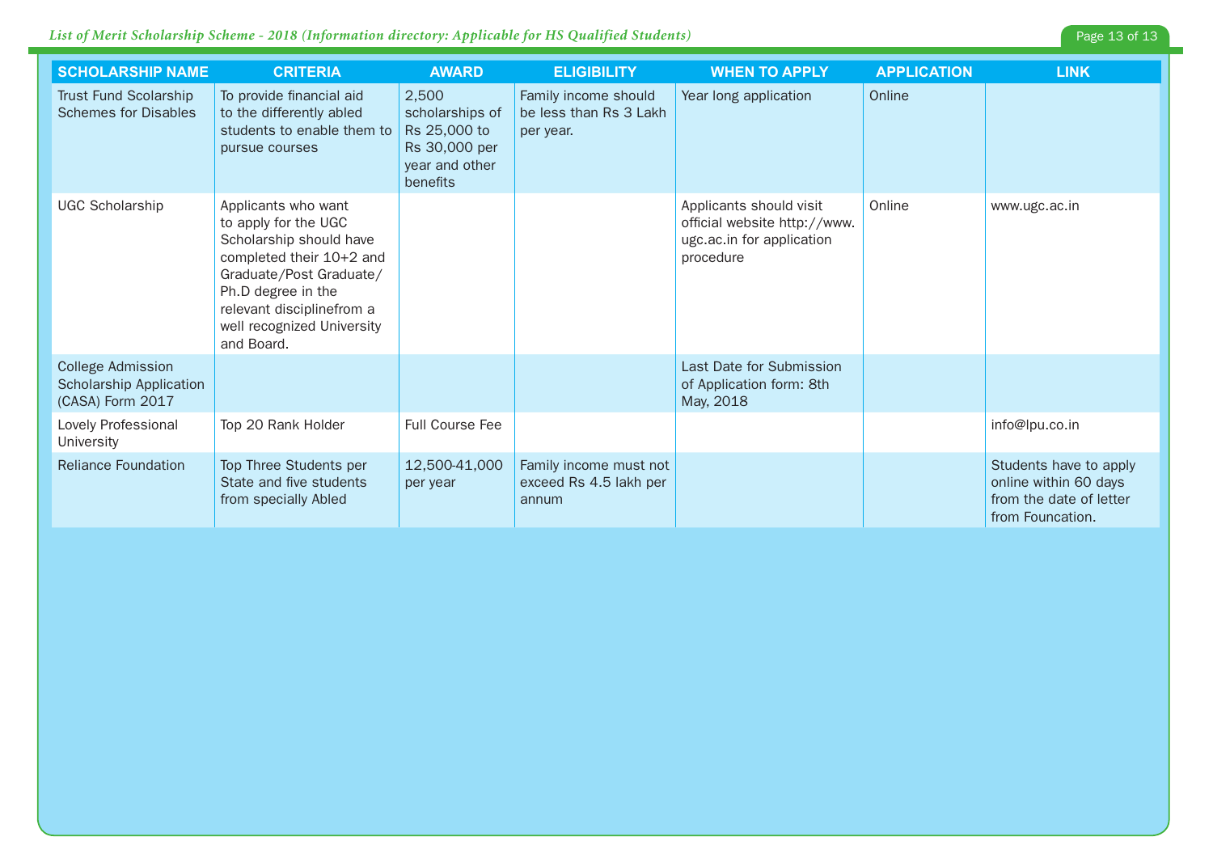| SCHOLARSHIP NAME | CRITERIA | AWARD | ELIGIBILITY | WHEN TO APPLY | APPLICATION | LINK |
| --- | --- | --- | --- | --- | --- | --- |
| Trust Fund Scolarship Schemes for Disables | To provide financial aid to the differently abled students to enable them to pursue courses | 2,500 scholarships of Rs 25,000 to Rs 30,000 per year and other benefits | Family income should be less than Rs 3 Lakh per year. | Year long application | Online | |
| UGC Scholarship | Applicants who want to apply for the UGC Scholarship should have completed their 10+2 and Graduate/Post Graduate/ Ph.D degree in the relevant disciplinefrom a well recognized University and Board. | | | Applicants should visit official website http://www.ugc.ac.in for application procedure | Online | www.ugc.ac.in |
| College Admission Scholarship Application (CASA) Form 2017 | | | | Last Date for Submission of Application form: 8th May, 2018 | | |
| Lovely Professional University | Top 20 Rank Holder | Full Course Fee | | | | info@lpu.co.in |
| Reliance Foundation | Top Three Students per State and five students from specially Abled | 12,500-41,000 per year | Family income must not exceed Rs 4.5 lakh per annum | | | Students have to apply online within 60 days from the date of letter from Founcation. |